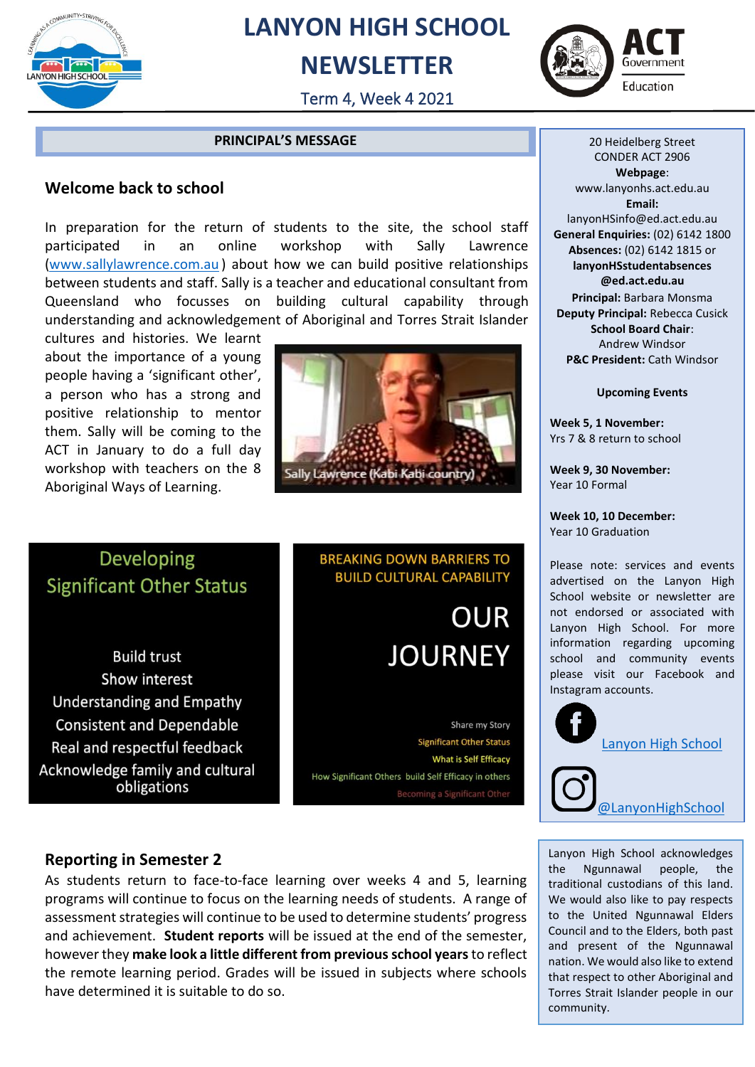# LANYON HIGH SCHOOL NEWSLETTER

Term 4, Week 4 2021

## PRINCIPAL'S MESSAGE

### Welcome back to school

In preparation for the return of students to the site, the school staff participated in an online workshop with Sally Lawrence (www.sallylawrence.com.au) about how we can build positive relationships between students and staff. Sally is a teacher and educational consultant from Queensland who focusses on building cultural capability through understanding and acknowledgement of Aboriginal and Torres Strait Islander cultures and histories. We learnt about the importance of a young people having a 'significant other', a person who has a strong and positive relationship to mentor them. Sally will be coming to the ACT in January to do a full day workshop with teachers on the 8 Aboriginal Ways of Learning.

Sally Lawrence (Kabi Kabi country)

**Developing Significant Other Status**

- Build trust
- Show interest
- Understanding and Empathy
- Consistent and Dependable
- Real and respectful feedback
- Acknowledge family and cultural obligations

**BREAKING DOWN BARRIERS TO BUILD CULTURAL CAPABILITY**

**OUR JOURNEY**

- Share my Story
- Significant Other Status
- What is Self Efficacy
- How Significant Others build Self Efficacy in others
- Becoming a Significant Other

### Reporting in Semester 2

As students return to face-to-face learning over weeks 4 and 5, learning programs will continue to focus on the learning needs of students. A range of assessment strategies will continue to be used to determine students' progress and achievement. **Student reports** will be issued at the end of the semester, however they **make look a little different from previous school years** to reflect the remote learning period. Grades will be issued in subjects where schools have determined it is suitable to do so.

---

20 Heidelberg Street
CONDER ACT 2906
**Webpage**:
www.lanyonhs.act.edu.au
**Email:**
lanyonHSinfo@ed.act.edu.au
**General Enquiries:** (02) 6142 1800
**Absences:** (02) 6142 1815 or **lanyonHSstudentabsences@ed.act.edu.au**
**Principal:** Barbara Monsma
**Deputy Principal:** Rebecca Cusick
**School Board Chair**: Andrew Windsor
**P&C President:** Cath Windsor

**Upcoming Events**

**Week 5, 1 November:**
Yrs 7 & 8 return to school

**Week 9, 30 November:**
Year 10 Formal

**Week 10, 10 December:**
Year 10 Graduation

Please note: services and events advertised on the Lanyon High School website or newsletter are not endorsed or associated with Lanyon High School. For more information regarding upcoming school and community events please visit our Facebook and Instagram accounts.

Lanyon High School

@LanyonHighSchool

Lanyon High School acknowledges the Ngunnawal people, the traditional custodians of this land. We would also like to pay respects to the United Ngunnawal Elders Council and to the Elders, both past and present of the Ngunnawal nation. We would also like to extend that respect to other Aboriginal and Torres Strait Islander people in our community.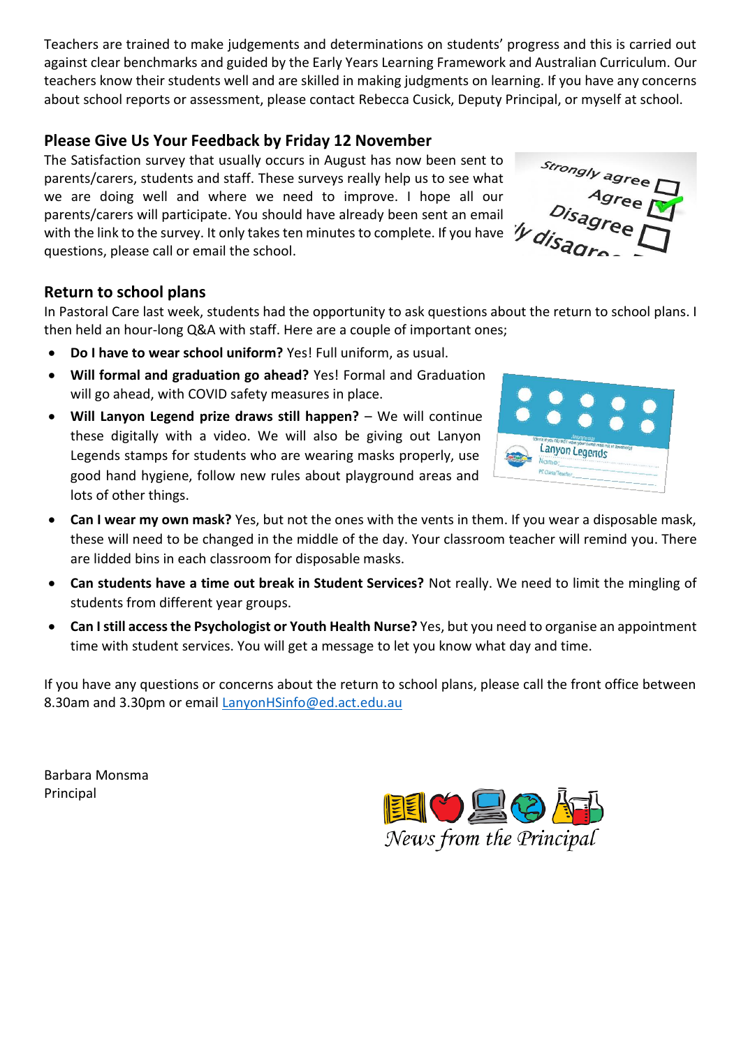Teachers are trained to make judgements and determinations on students' progress and this is carried out against clear benchmarks and guided by the Early Years Learning Framework and Australian Curriculum. Our teachers know their students well and are skilled in making judgments on learning. If you have any concerns about school reports or assessment, please contact Rebecca Cusick, Deputy Principal, or myself at school.

## Please Give Us Your Feedback by Friday 12 November

The Satisfaction survey that usually occurs in August has now been sent to parents/carers, students and staff. These surveys really help us to see what we are doing well and where we need to improve. I hope all our parents/carers will participate. You should have already been sent an email with the link to the survey. It only takes ten minutes to complete. If you have questions, please call or email the school.

## Return to school plans

In Pastoral Care last week, students had the opportunity to ask questions about the return to school plans. I then held an hour-long Q&A with staff. Here are a couple of important ones;

- **Do I have to wear school uniform?** Yes! Full uniform, as usual.
- **Will formal and graduation go ahead?** Yes! Formal and Graduation will go ahead, with COVID safety measures in place.
- **Will Lanyon Legend prize draws still happen?** – We will continue these digitally with a video. We will also be giving out Lanyon Legends stamps for students who are wearing masks properly, use good hand hygiene, follow new rules about playground areas and lots of other things.
- **Can I wear my own mask?** Yes, but not the ones with the vents in them. If you wear a disposable mask, these will need to be changed in the middle of the day. Your classroom teacher will remind you. There are lidded bins in each classroom for disposable masks.
- **Can students have a time out break in Student Services?** Not really. We need to limit the mingling of students from different year groups.
- **Can I still access the Psychologist or Youth Health Nurse?** Yes, but you need to organise an appointment time with student services. You will get a message to let you know what day and time.

If you have any questions or concerns about the return to school plans, please call the front office between 8.30am and 3.30pm or email LanyonHSinfo@ed.act.edu.au

Barbara Monsma
Principal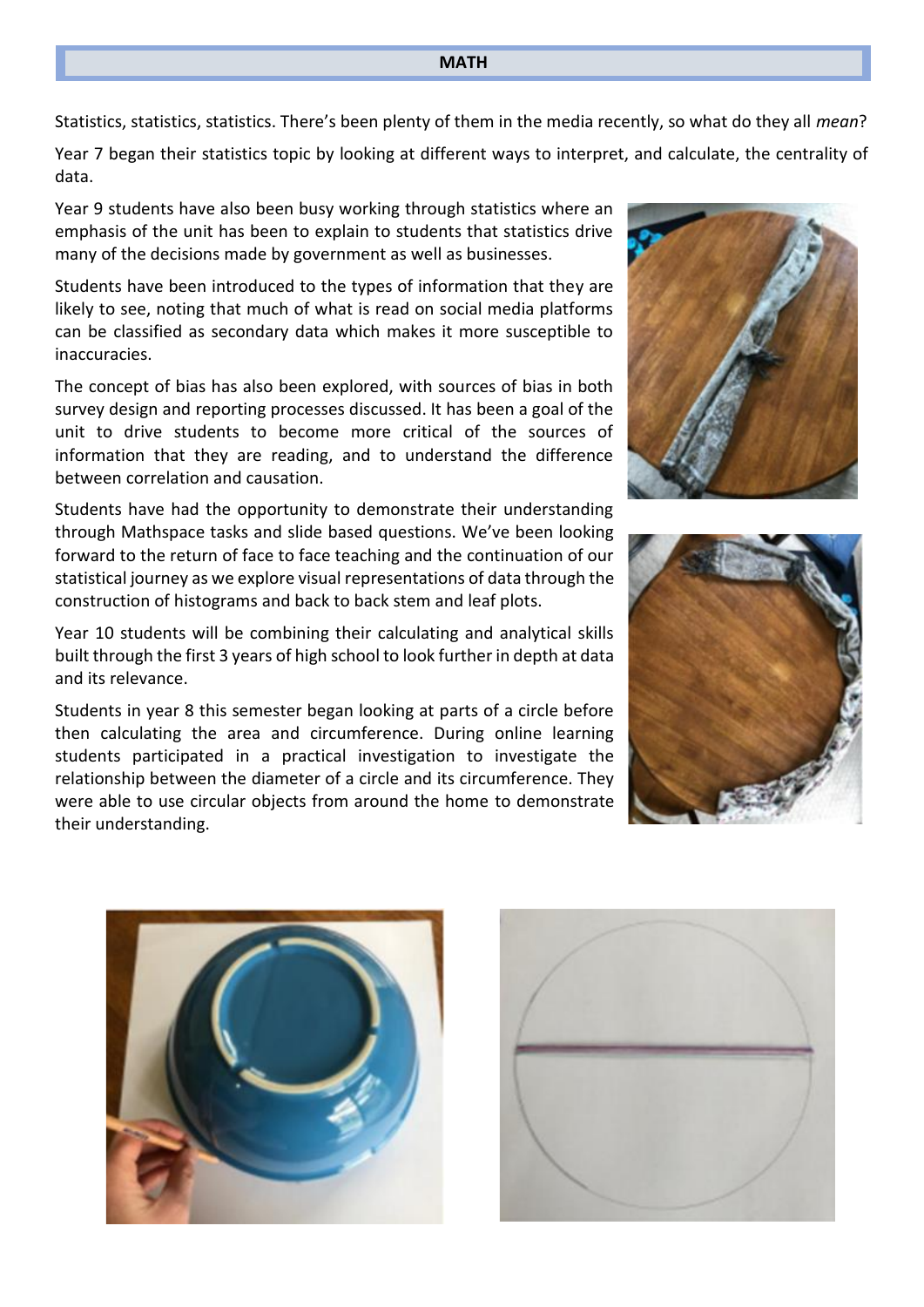## MATH

Statistics, statistics, statistics. There's been plenty of them in the media recently, so what do they all *mean*?

Year 7 began their statistics topic by looking at different ways to interpret, and calculate, the centrality of data.

Year 9 students have also been busy working through statistics where an emphasis of the unit has been to explain to students that statistics drive many of the decisions made by government as well as businesses.

Students have been introduced to the types of information that they are likely to see, noting that much of what is read on social media platforms can be classified as secondary data which makes it more susceptible to inaccuracies.

The concept of bias has also been explored, with sources of bias in both survey design and reporting processes discussed. It has been a goal of the unit to drive students to become more critical of the sources of information that they are reading, and to understand the difference between correlation and causation.

Students have had the opportunity to demonstrate their understanding through Mathspace tasks and slide based questions. We've been looking forward to the return of face to face teaching and the continuation of our statistical journey as we explore visual representations of data through the construction of histograms and back to back stem and leaf plots.

Year 10 students will be combining their calculating and analytical skills built through the first 3 years of high school to look further in depth at data and its relevance.

Students in year 8 this semester began looking at parts of a circle before then calculating the area and circumference. During online learning students participated in a practical investigation to investigate the relationship between the diameter of a circle and its circumference. They were able to use circular objects from around the home to demonstrate their understanding.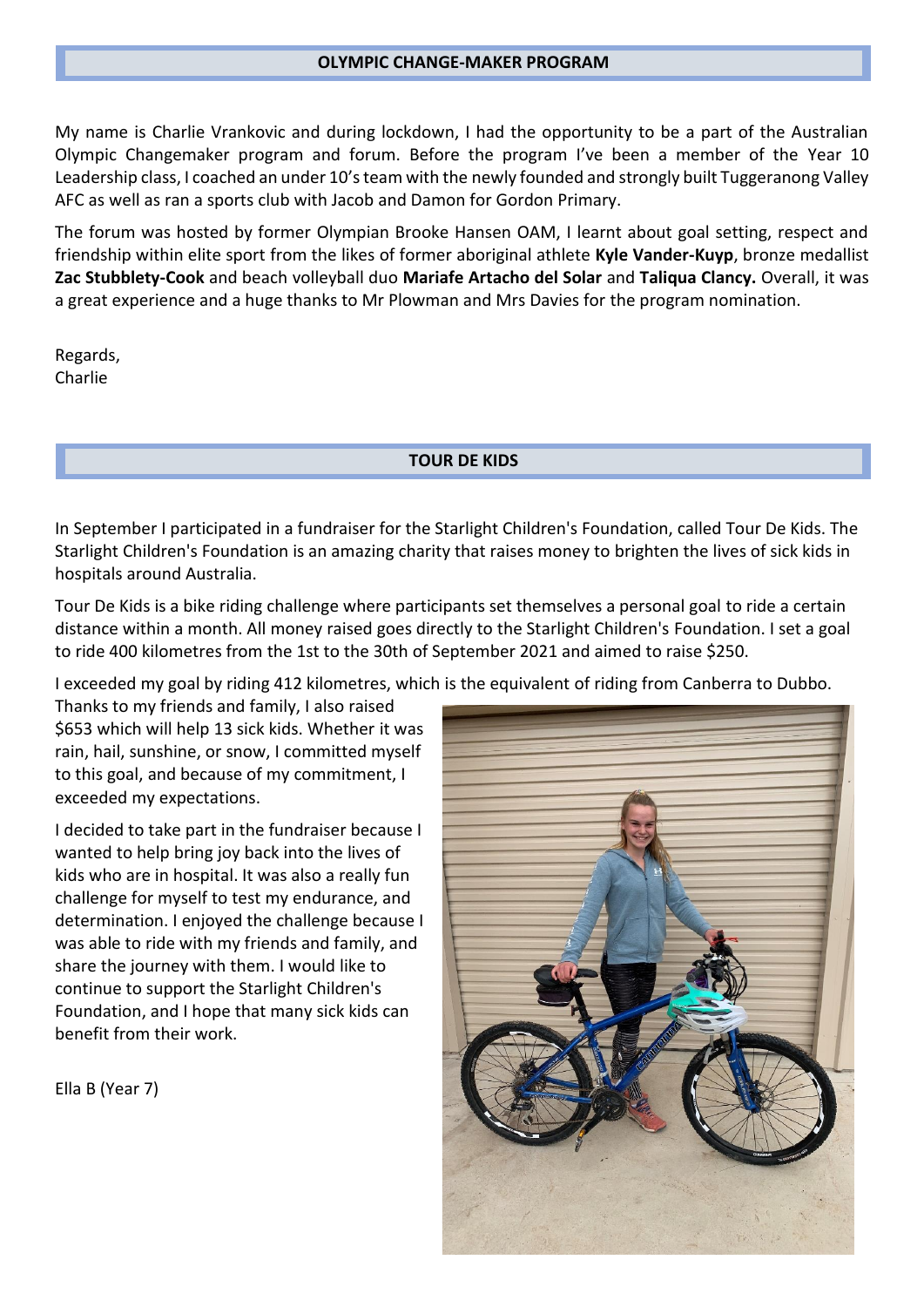## OLYMPIC CHANGE-MAKER PROGRAM

My name is Charlie Vrankovic and during lockdown, I had the opportunity to be a part of the Australian Olympic Changemaker program and forum. Before the program I've been a member of the Year 10 Leadership class, I coached an under 10's team with the newly founded and strongly built Tuggeranong Valley AFC as well as ran a sports club with Jacob and Damon for Gordon Primary.

The forum was hosted by former Olympian Brooke Hansen OAM, I learnt about goal setting, respect and friendship within elite sport from the likes of former aboriginal athlete **Kyle Vander-Kuyp**, bronze medallist **Zac Stubblety-Cook** and beach volleyball duo **Mariafe Artacho del Solar** and **Taliqua Clancy.** Overall, it was a great experience and a huge thanks to Mr Plowman and Mrs Davies for the program nomination.

Regards,
Charlie

## TOUR DE KIDS

In September I participated in a fundraiser for the Starlight Children's Foundation, called Tour De Kids. The Starlight Children's Foundation is an amazing charity that raises money to brighten the lives of sick kids in hospitals around Australia.

Tour De Kids is a bike riding challenge where participants set themselves a personal goal to ride a certain distance within a month. All money raised goes directly to the Starlight Children's Foundation. I set a goal to ride 400 kilometres from the 1st to the 30th of September 2021 and aimed to raise $250.

I exceeded my goal by riding 412 kilometres, which is the equivalent of riding from Canberra to Dubbo. Thanks to my friends and family, I also raised $653 which will help 13 sick kids. Whether it was rain, hail, sunshine, or snow, I committed myself to this goal, and because of my commitment, I exceeded my expectations.

I decided to take part in the fundraiser because I wanted to help bring joy back into the lives of kids who are in hospital. It was also a really fun challenge for myself to test my endurance, and determination. I enjoyed the challenge because I was able to ride with my friends and family, and share the journey with them. I would like to continue to support the Starlight Children's Foundation, and I hope that many sick kids can benefit from their work.

Ella B (Year 7)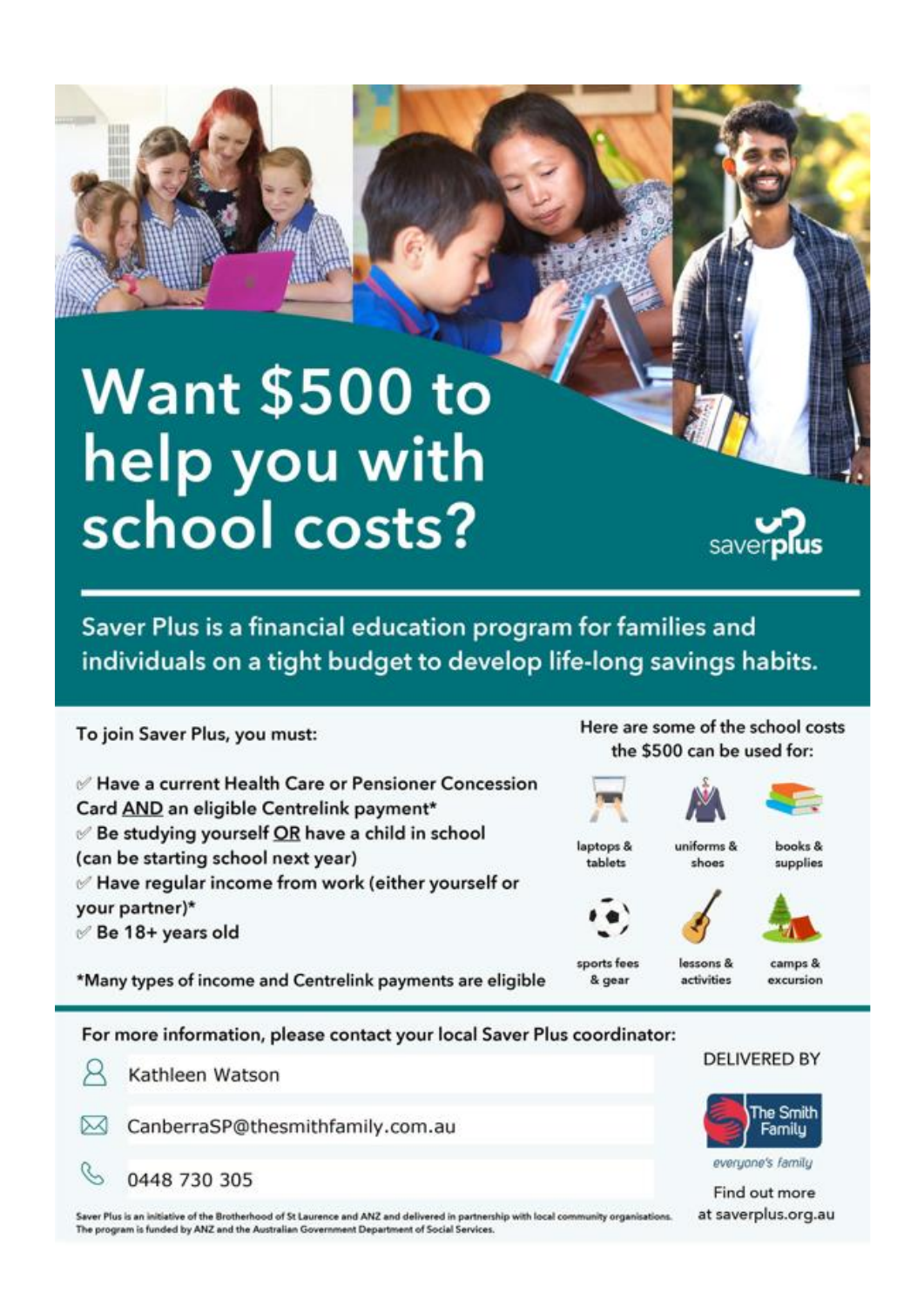# Want $500 to help you with school costs?

saverplus

**Saver Plus is a financial education program for families and individuals on a tight budget to develop life-long savings habits.**

To join Saver Plus, you must:

- ✓ Have a current Health Care or Pensioner Concession Card AND an eligible Centrelink payment*
- ✓ Be studying yourself OR have a child in school (can be starting school next year)
- ✓ Have regular income from work (either yourself or your partner)*
- ✓ Be 18+ years old

*Many types of income and Centrelink payments are eligible

Here are some of the school costs the $500 can be used for:

- laptops & tablets
- uniforms & shoes
- books & supplies
- sports fees & gear
- lessons & activities
- camps & excursion

For more information, please contact your local Saver Plus coordinator:

Kathleen Watson

CanberraSP@thesmithfamily.com.au

0448 730 305

DELIVERED BY

The Smith Family

*everyone's family*

Find out more at saverplus.org.au

Saver Plus is an initiative of the Brotherhood of St Laurence and ANZ and delivered in partnership with local community organisations. The program is funded by ANZ and the Australian Government Department of Social Services.